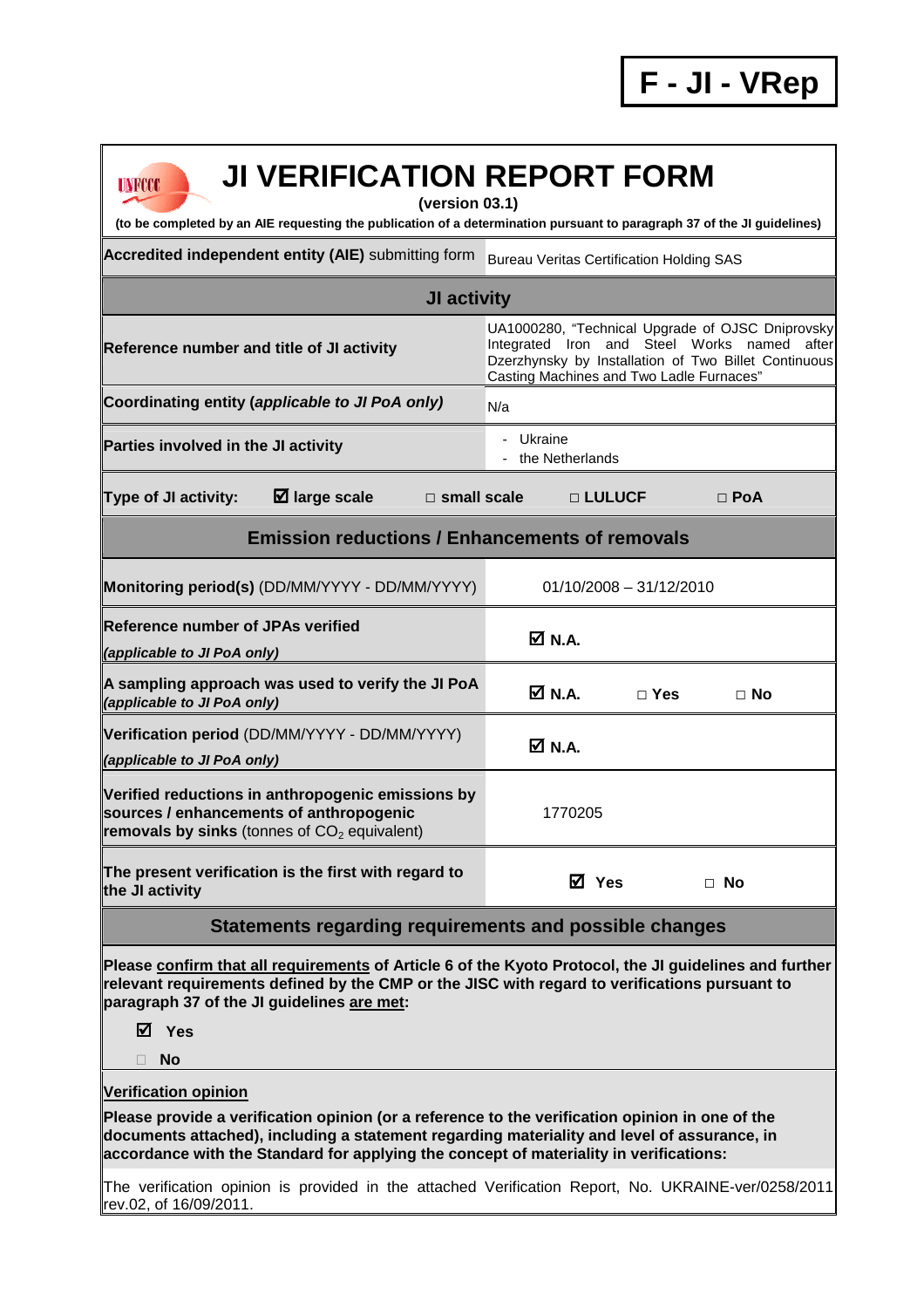**F - JI - VRep**

# JI VERIFICATION REPORT FORM

**(version 03.1)**

**(to be completed by an AIE requesting the publication of a determination pursuant to paragraph 37 of the JI guidelines)**

| | |
|---|---|
| **Accredited independent entity (AIE)** submitting form | Bureau Veritas Certification Holding SAS |
| **JI activity** | |
| **Reference number and title of JI activity** | UA1000280, "Technical Upgrade of OJSC Dniprovsky Integrated Iron and Steel Works named after Dzerzhynsky by Installation of Two Billet Continuous Casting Machines and Two Ladle Furnaces" |
| **Coordinating entity (*applicable to JI PoA only*)** | N/a |
| **Parties involved in the JI activity** | - Ukraine<br>- the Netherlands |
| **Type of JI activity:** ☑ **large scale** □ **small scale** □ **LULUCF** □ **PoA** | |
| **Emission reductions / Enhancements of removals** | |
| **Monitoring period(s)** (DD/MM/YYYY - DD/MM/YYYY) | 01/10/2008 – 31/12/2010 |
| **Reference number of JPAs verified**<br>***(applicable to JI PoA only)*** | ☑ **N.A.** |
| **A sampling approach was used to verify the JI PoA *(applicable to JI PoA only)*** | ☑ **N.A.** □ **Yes** □ **No** |
| **Verification period** (DD/MM/YYYY - DD/MM/YYYY)<br>***(applicable to JI PoA only)*** | ☑ **N.A.** |
| **Verified reductions in anthropogenic emissions by sources / enhancements of anthropogenic removals by sinks** (tonnes of $CO_2$ equivalent) | 1770205 |
| **The present verification is the first with regard to the JI activity** | ☑ **Yes** □ **No** |

## Statements regarding requirements and possible changes

**Please confirm that all requirements of Article 6 of the Kyoto Protocol, the JI guidelines and further relevant requirements defined by the CMP or the JISC with regard to verifications pursuant to paragraph 37 of the JI guidelines are met:**

☑ **Yes**

□ **No**

**Verification opinion**

**Please provide a verification opinion (or a reference to the verification opinion in one of the documents attached), including a statement regarding materiality and level of assurance, in accordance with the Standard for applying the concept of materiality in verifications:**

The verification opinion is provided in the attached Verification Report, No. UKRAINE-ver/0258/2011 rev.02, of 16/09/2011.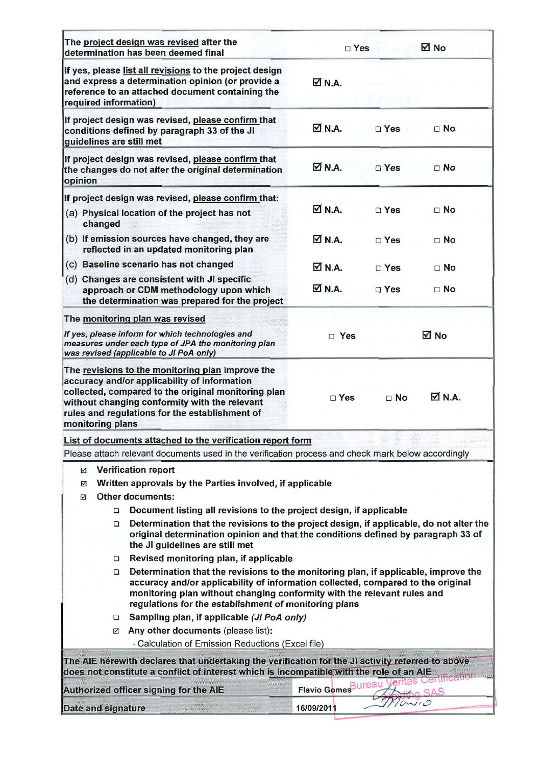| | | | |
|---|---|---|---|
| The project design was revised after the determination has been deemed final | ☐ Yes | | ☑ No |
| If yes, please list all revisions to the project design and express a determination opinion (or provide a reference to an attached document containing the required information) | ☑ N.A. | | |
| If project design was revised, please confirm that conditions defined by paragraph 33 of the JI guidelines are still met | ☑ N.A. | ☐ Yes | ☐ No |
| If project design was revised, please confirm that the changes do not alter the original determination opinion | ☑ N.A. | ☐ Yes | ☐ No |
| If project design was revised, please confirm that: | | | |
| (a) Physical location of the project has not changed | ☑ N.A. | ☐ Yes | ☐ No |
| (b) If emission sources have changed, they are reflected in an updated monitoring plan | ☑ N.A. | ☐ Yes | ☐ No |
| (c) Baseline scenario has not changed | ☑ N.A. | ☐ Yes | ☐ No |
| (d) Changes are consistent with JI specific approach or CDM methodology upon which the determination was prepared for the project | ☑ N.A. | ☐ Yes | ☐ No |
| The monitoring plan was revised<br>*If yes, please inform for which technologies and measures under each type of JPA the monitoring plan was revised (applicable to JI PoA only)* | ☐ Yes | | ☑ No |
| The revisions to the monitoring plan improve the accuracy and/or applicability of information collected, compared to the original monitoring plan without changing conformity with the relevant rules and regulations for the establishment of monitoring plans | ☐ Yes | ☐ No | ☑ N.A. |

**List of documents attached to the verification report form**

Please attach relevant documents used in the verification process and check mark below accordingly

- ☑ **Verification report**
- ☑ **Written approvals by the Parties involved, if applicable**
- ☑ **Other documents:**
  - ☐ **Document listing all revisions to the project design, if applicable**
  - ☐ **Determination that the revisions to the project design, if applicable, do not alter the original determination opinion and that the conditions defined by paragraph 33 of the JI guidelines are still met**
  - ☐ **Revised monitoring plan, if applicable**
  - ☐ **Determination that the revisions to the monitoring plan, if applicable, improve the accuracy and/or applicability of information collected, compared to the original monitoring plan without changing conformity with the relevant rules and regulations for the establishment of monitoring plans**
  - ☐ **Sampling plan, if applicable** ***(JI PoA only)***
  - ☑ **Any other documents** (please list):
    - Calculation of Emission Reductions (Excel file)

**The AIE herewith declares that undertaking the verification for the JI activity referred to above does not constitute a conflict of interest which is incompatible with the role of an AIE**

| | |
|---|---|
| **Authorized officer signing for the AIE** | **Flavio Gomes** |
| **Date and signature** | **16/09/2011** |

Bureau Veritas Certification Holding SAS